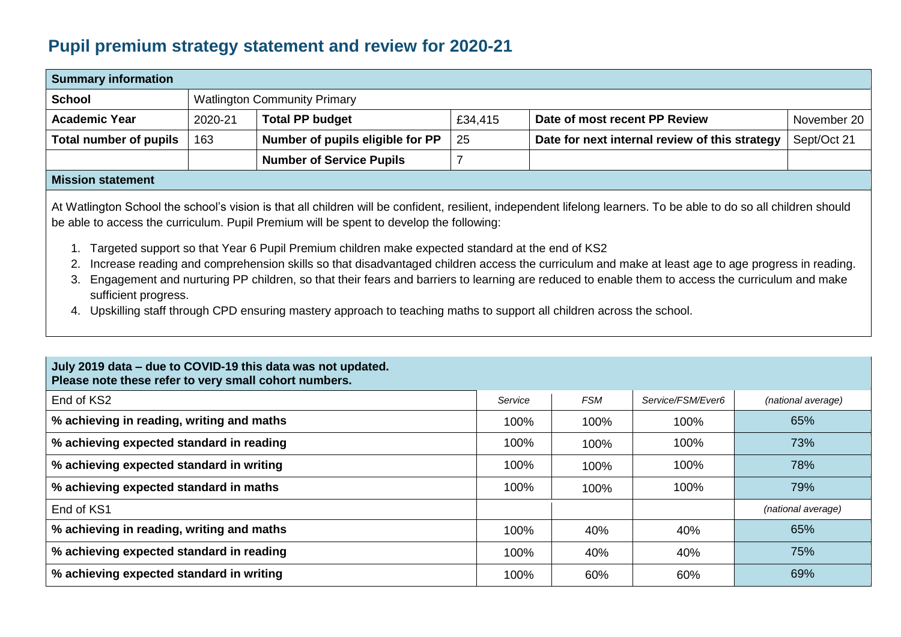# Pupil premium strategy statement and review for 2020-21

| **Summary information** | | | | | |
|---|---|---|---|---|---|
| **School** | Watlington Community Primary | | | | |
| **Academic Year** | 2020-21 | **Total PP budget** | £34,415 | **Date of most recent PP Review** | November 20 |
| **Total number of pupils** | 163 | **Number of pupils eligible for PP** | 25 | **Date for next internal review of this strategy** | Sept/Oct 21 |
| | | **Number of Service Pupils** | 7 | | |

**Mission statement**

At Watlington School the school's vision is that all children will be confident, resilient, independent lifelong learners. To be able to do so all children should be able to access the curriculum. Pupil Premium will be spent to develop the following:

1. Targeted support so that Year 6 Pupil Premium children make expected standard at the end of KS2
2. Increase reading and comprehension skills so that disadvantaged children access the curriculum and make at least age to age progress in reading.
3. Engagement and nurturing PP children, so that their fears and barriers to learning are reduced to enable them to access the curriculum and make sufficient progress.
4. Upskilling staff through CPD ensuring mastery approach to teaching maths to support all children across the school.

| **July 2019 data – due to COVID-19 this data was not updated. Please note these refer to very small cohort numbers.** | | | | |
|---|---|---|---|---|
| End of KS2 | *Service* | *FSM* | *Service/FSM/Ever6* | *(national average)* |
| **% achieving in reading, writing and maths** | 100% | 100% | 100% | 65% |
| **% achieving expected standard in reading** | 100% | 100% | 100% | 73% |
| **% achieving expected standard in writing** | 100% | 100% | 100% | 78% |
| **% achieving expected standard in maths** | 100% | 100% | 100% | 79% |
| End of KS1 | | | | *(national average)* |
| **% achieving in reading, writing and maths** | 100% | 40% | 40% | 65% |
| **% achieving expected standard in reading** | 100% | 40% | 40% | 75% |
| **% achieving expected standard in writing** | 100% | 60% | 60% | 69% |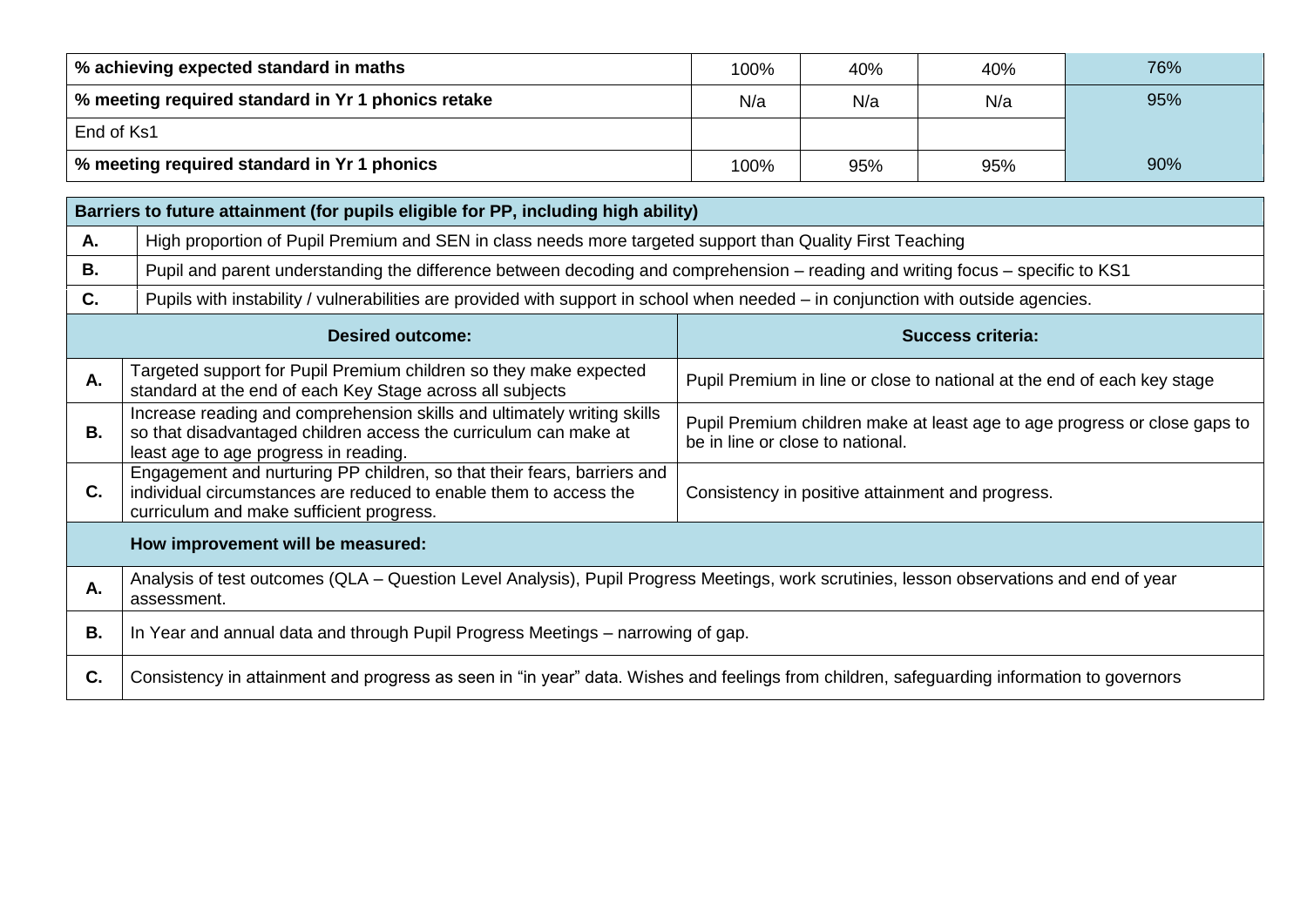| % achieving expected standard in maths | 100% | 40% | 40% | 76% |
|---|---|---|---|---|
| % meeting required standard in Yr 1 phonics retake | N/a | N/a | N/a | 95% |
| End of Ks1 | | | | |
| % meeting required standard in Yr 1 phonics | 100% | 95% | 95% | 90% |

| **Barriers to future attainment (for pupils eligible for PP, including high ability)** | |
|---|---|
| **A.** | High proportion of Pupil Premium and SEN in class needs more targeted support than Quality First Teaching |
| **B.** | Pupil and parent understanding the difference between decoding and comprehension – reading and writing focus – specific to KS1 |
| **C.** | Pupils with instability / vulnerabilities are provided with support in school when needed – in conjunction with outside agencies. |

| | **Desired outcome:** | **Success criteria:** |
|---|---|---|
| **A.** | Targeted support for Pupil Premium children so they make expected standard at the end of each Key Stage across all subjects | Pupil Premium in line or close to national at the end of each key stage |
| **B.** | Increase reading and comprehension skills and ultimately writing skills so that disadvantaged children access the curriculum can make at least age to age progress in reading. | Pupil Premium children make at least age to age progress or close gaps to be in line or close to national. |
| **C.** | Engagement and nurturing PP children, so that their fears, barriers and individual circumstances are reduced to enable them to access the curriculum and make sufficient progress. | Consistency in positive attainment and progress. |

| | **How improvement will be measured:** |
|---|---|
| **A.** | Analysis of test outcomes (QLA – Question Level Analysis), Pupil Progress Meetings, work scrutinies, lesson observations and end of year assessment. |
| **B.** | In Year and annual data and through Pupil Progress Meetings – narrowing of gap. |
| **C.** | Consistency in attainment and progress as seen in "in year" data. Wishes and feelings from children, safeguarding information to governors |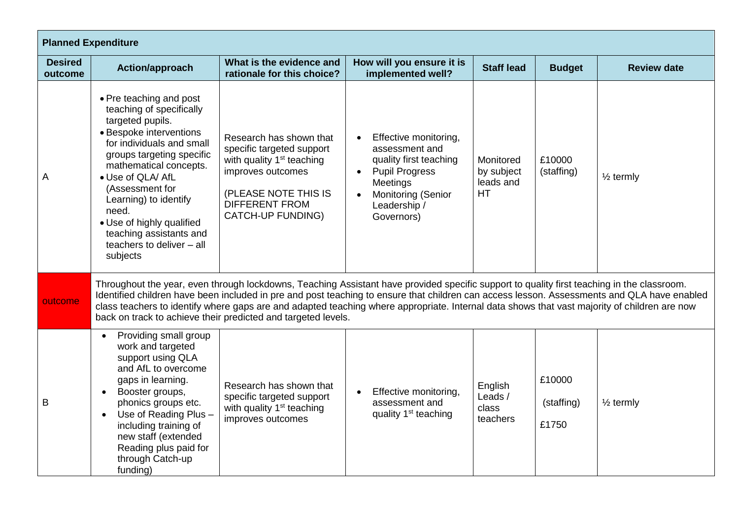| Planned Expenditure | | | | | | |
|---|---|---|---|---|---|---|
| **Desired outcome** | **Action/approach** | **What is the evidence and rationale for this choice?** | **How will you ensure it is implemented well?** | **Staff lead** | **Budget** | **Review date** |
| A | • Pre teaching and post teaching of specifically targeted pupils.<br>• Bespoke interventions for individuals and small groups targeting specific mathematical concepts.<br>• Use of QLA/ AfL (Assessment for Learning) to identify need.<br>• Use of highly qualified teaching assistants and teachers to deliver – all subjects | Research has shown that specific targeted support with quality 1st teaching improves outcomes<br><br>(PLEASE NOTE THIS IS DIFFERENT FROM CATCH-UP FUNDING) | • Effective monitoring, assessment and quality first teaching<br>• Pupil Progress Meetings<br>• Monitoring (Senior Leadership / Governors) | Monitored by subject leads and HT | £10000 (staffing) | ½ termly |
| outcome | Throughout the year, even through lockdowns, Teaching Assistant have provided specific support to quality first teaching in the classroom. Identified children have been included in pre and post teaching to ensure that children can access lesson. Assessments and QLA have enabled class teachers to identify where gaps are and adapted teaching where appropriate. Internal data shows that vast majority of children are now back on track to achieve their predicted and targeted levels. | | | | | |
| B | • Providing small group work and targeted support using QLA and AfL to overcome gaps in learning.<br>• Booster groups, phonics groups etc.<br>• Use of Reading Plus – including training of new staff (extended Reading plus paid for through Catch-up funding) | Research has shown that specific targeted support with quality 1st teaching improves outcomes | • Effective monitoring, assessment and quality 1st teaching | English Leads / class teachers | £10000<br>(staffing)<br>£1750 | ½ termly |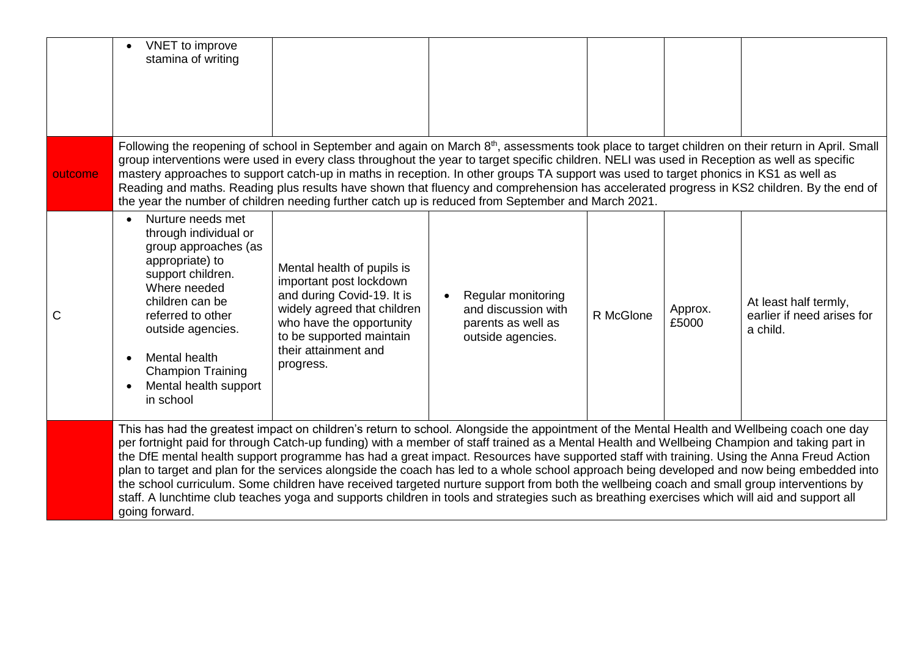| | | | | | | |
|---|---|---|---|---|---|---|
| | • VNET to improve stamina of writing | | | | | |
| outcome | Following the reopening of school in September and again on March 8th, assessments took place to target children on their return in April. Small group interventions were used in every class throughout the year to target specific children. NELI was used in Reception as well as specific mastery approaches to support catch-up in maths in reception. In other groups TA support was used to target phonics in KS1 as well as Reading and maths. Reading plus results have shown that fluency and comprehension has accelerated progress in KS2 children. By the end of the year the number of children needing further catch up is reduced from September and March 2021. | | | | | |
| C | • Nurture needs met through individual or group approaches (as appropriate) to support children. Where needed children can be referred to other outside agencies.<br>• Mental health Champion Training<br>• Mental health support in school | Mental health of pupils is important post lockdown and during Covid-19. It is widely agreed that children who have the opportunity to be supported maintain their attainment and progress. | • Regular monitoring and discussion with parents as well as outside agencies. | R McGlone | Approx. £5000 | At least half termly, earlier if need arises for a child. |
| | This has had the greatest impact on children's return to school. Alongside the appointment of the Mental Health and Wellbeing coach one day per fortnight paid for through Catch-up funding) with a member of staff trained as a Mental Health and Wellbeing Champion and taking part in the DfE mental health support programme has had a great impact. Resources have supported staff with training. Using the Anna Freud Action plan to target and plan for the services alongside the coach has led to a whole school approach being developed and now being embedded into the school curriculum. Some children have received targeted nurture support from both the wellbeing coach and small group interventions by staff. A lunchtime club teaches yoga and supports children in tools and strategies such as breathing exercises which will aid and support all going forward. | | | | | |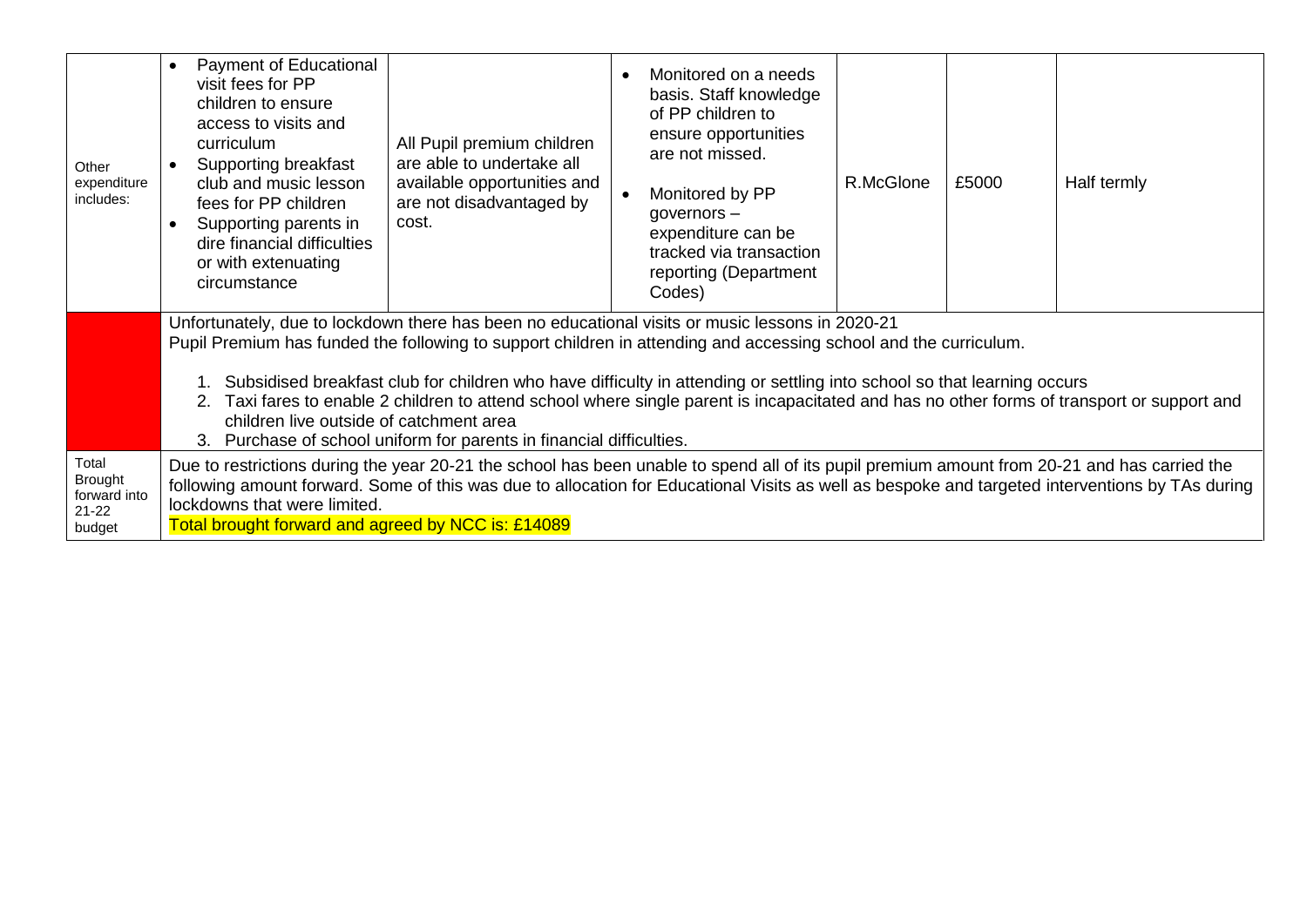| | | | | | | |
|---|---|---|---|---|---|---|
| Other expenditure includes: | • Payment of Educational visit fees for PP children to ensure access to visits and curriculum<br>• Supporting breakfast club and music lesson fees for PP children<br>• Supporting parents in dire financial difficulties or with extenuating circumstance | All Pupil premium children are able to undertake all available opportunities and are not disadvantaged by cost. | • Monitored on a needs basis. Staff knowledge of PP children to ensure opportunities are not missed.<br>• Monitored by PP governors – expenditure can be tracked via transaction reporting (Department Codes) | R.McGlone | £5000 | Half termly |
| | Unfortunately, due to lockdown there has been no educational visits or music lessons in 2020-21<br>Pupil Premium has funded the following to support children in attending and accessing school and the curriculum.<br>1. Subsidised breakfast club for children who have difficulty in attending or settling into school so that learning occurs<br>2. Taxi fares to enable 2 children to attend school where single parent is incapacitated and has no other forms of transport or support and children live outside of catchment area<br>3. Purchase of school uniform for parents in financial difficulties. | | | | | |
| Total Brought forward into 21-22 budget | Due to restrictions during the year 20-21 the school has been unable to spend all of its pupil premium amount from 20-21 and has carried the following amount forward. Some of this was due to allocation for Educational Visits as well as bespoke and targeted interventions by TAs during lockdowns that were limited.<br>Total brought forward and agreed by NCC is: £14089 | | | | | |